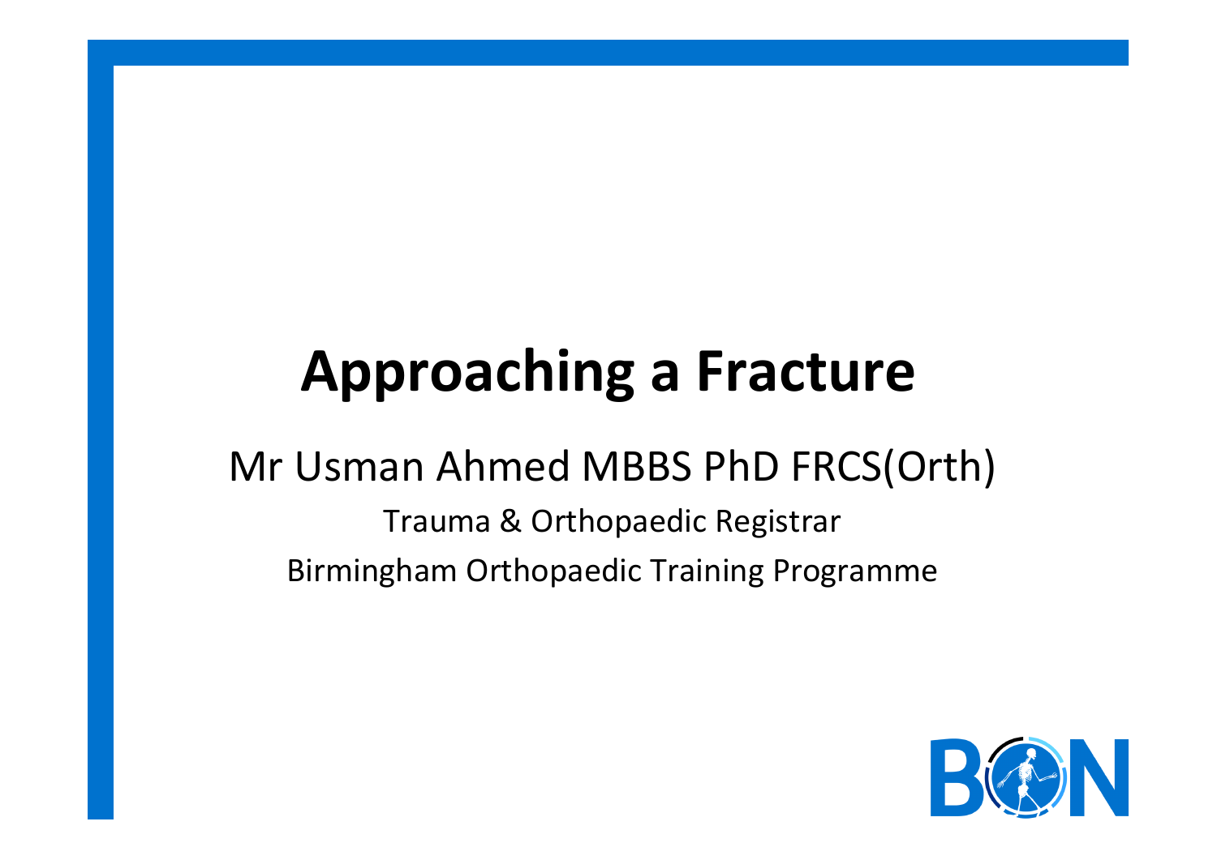# Approaching a Fracture

Mr Usman Ahmed MBBS PhD FRCS(Orth)

Trauma & Orthopaedic Registrar

Birmingham Orthopaedic Training Programme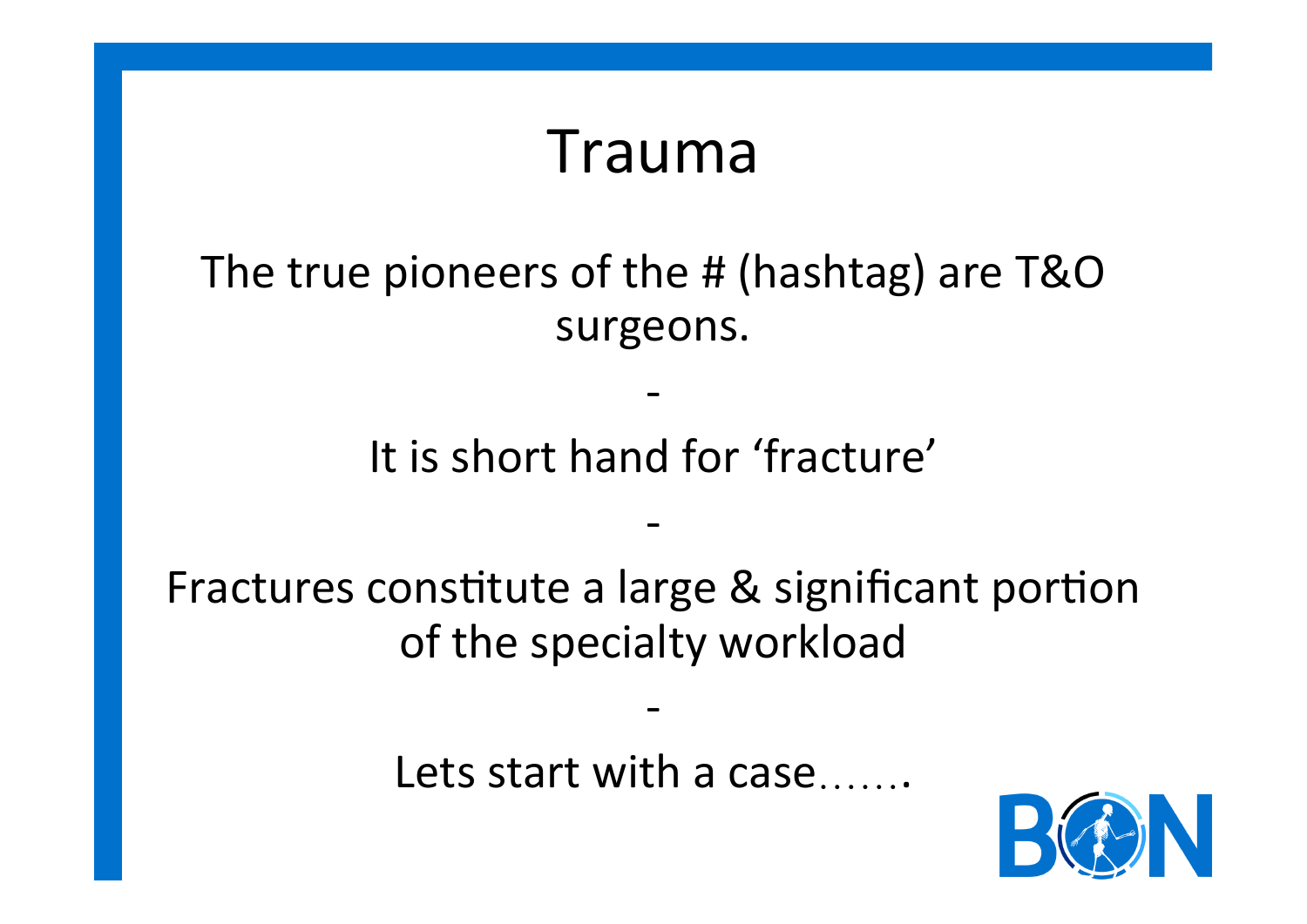# Trauma

The true pioneers of the # (hashtag) are T&O surgeons.

-

It is short hand for 'fracture'

-

Fractures constitute a large & significant portion of the specialty workload

-

Lets start with a case…….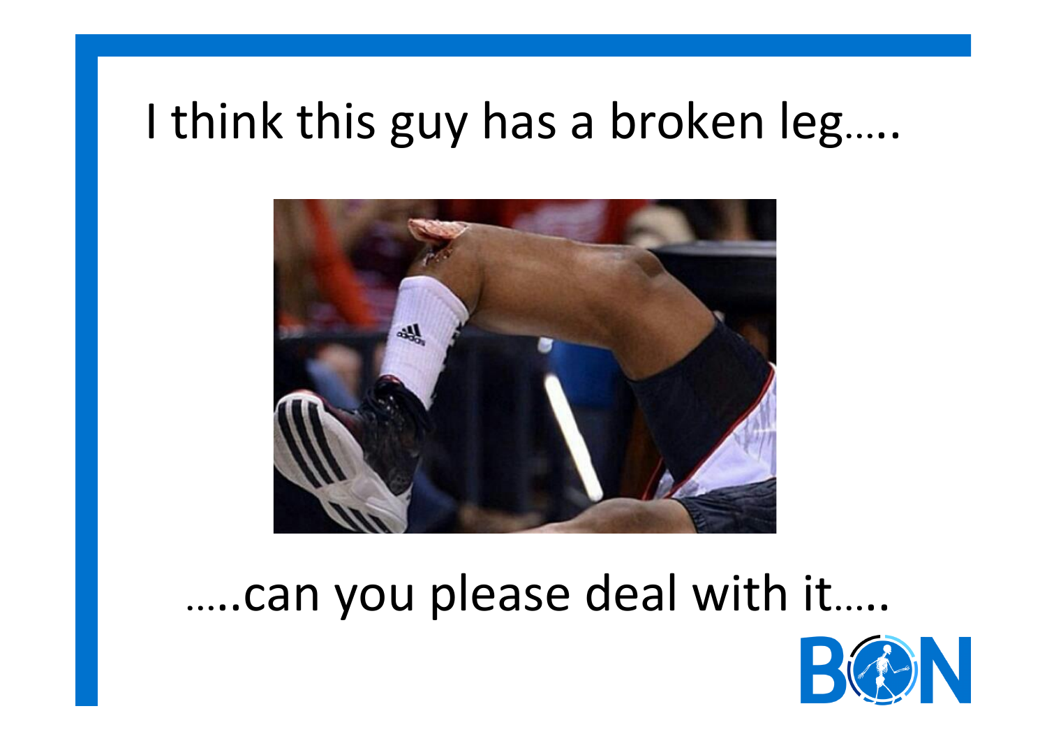I think this guy has a broken leg…..

…..can you please deal with it…..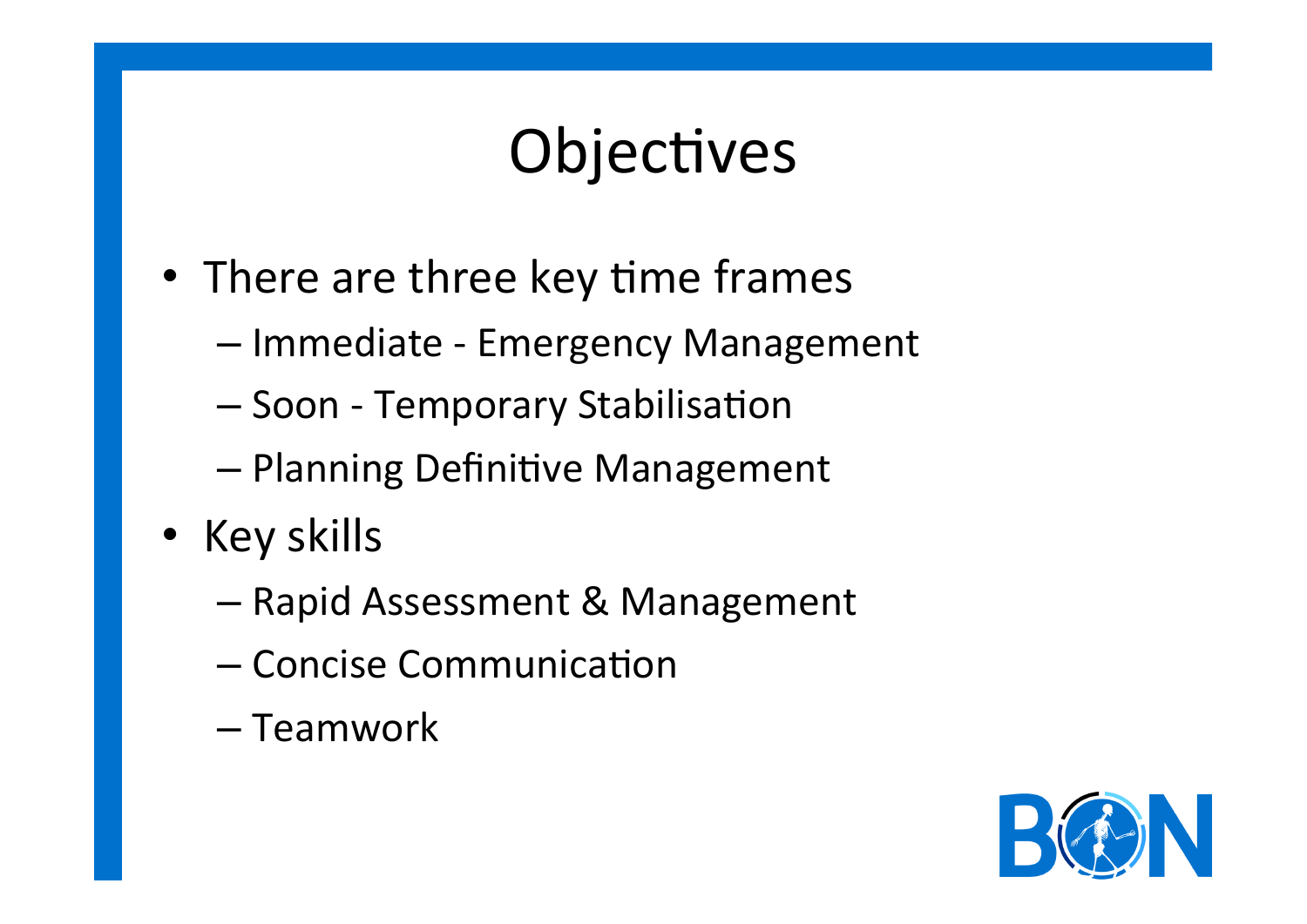# Objectives

- There are three key time frames
  - Immediate - Emergency Management
  - Soon - Temporary Stabilisation
  - Planning Definitive Management
- Key skills
  - Rapid Assessment & Management
  - Concise Communication
  - Teamwork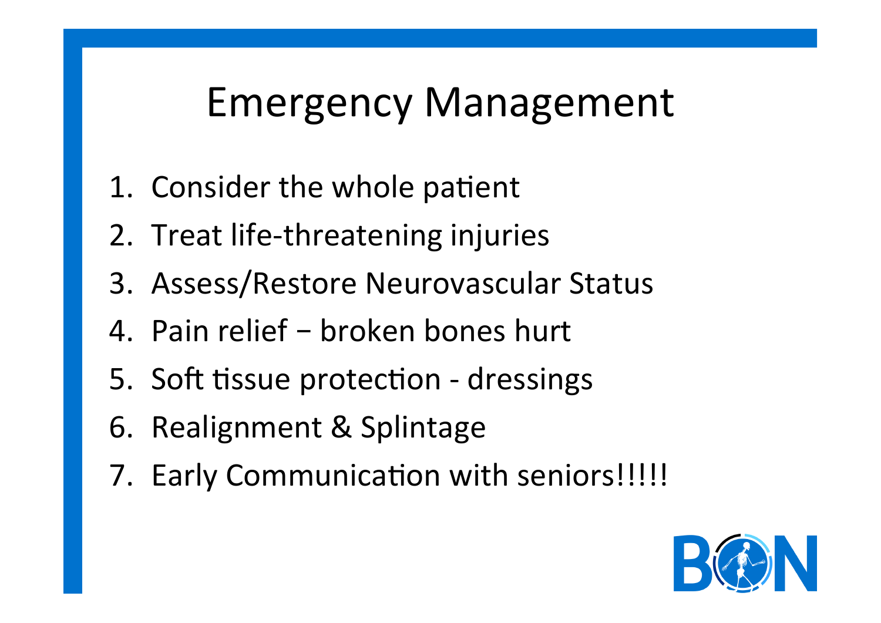# Emergency Management

1. Consider the whole patient
2. Treat life-threatening injuries
3. Assess/Restore Neurovascular Status
4. Pain relief − broken bones hurt
5. Soft tissue protection - dressings
6. Realignment & Splintage
7. Early Communication with seniors!!!!!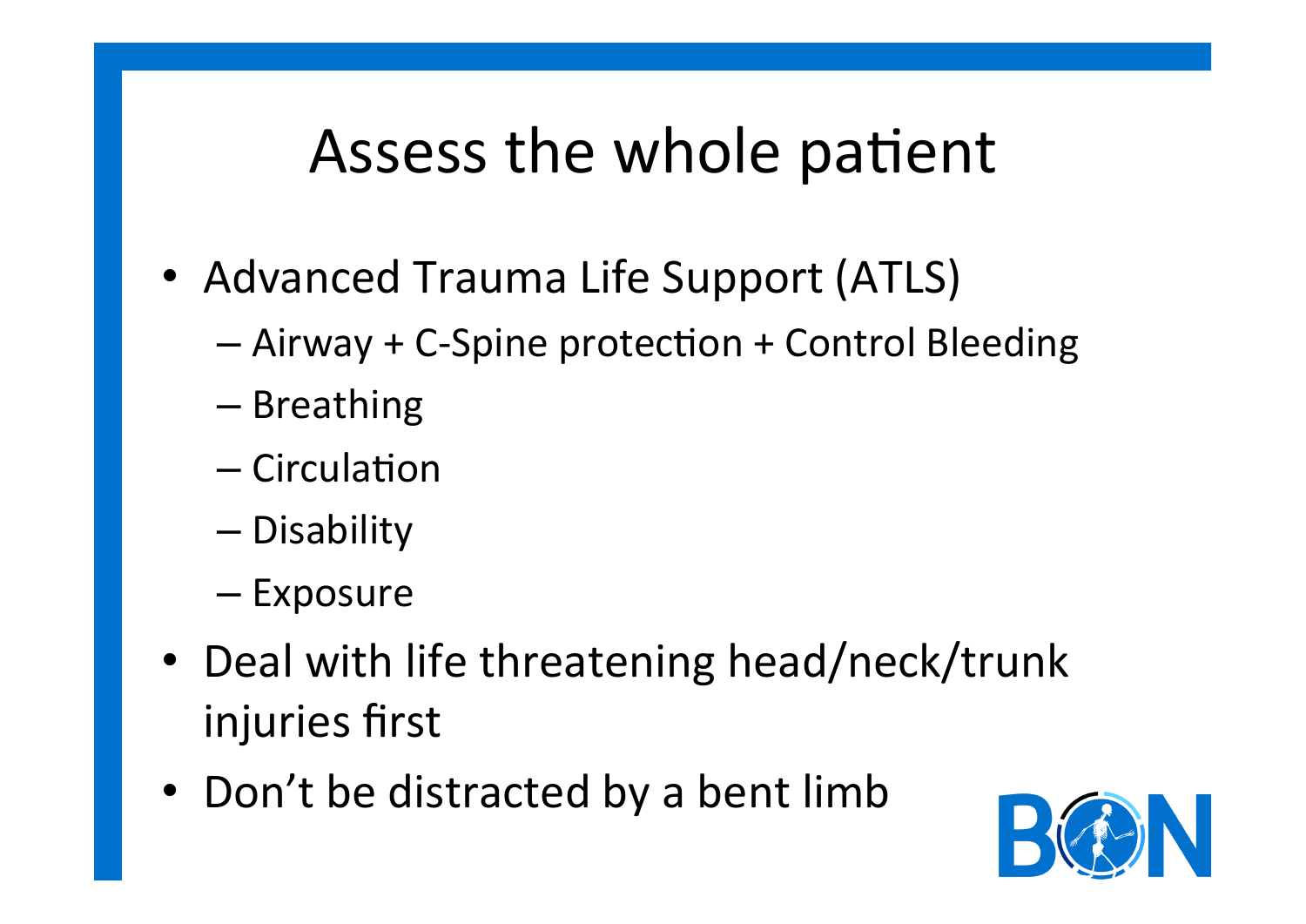# Assess the whole patient

- Advanced Trauma Life Support (ATLS)
  - Airway + C-Spine protection + Control Bleeding
  - Breathing
  - Circulation
  - Disability
  - Exposure
- Deal with life threatening head/neck/trunk injuries first
- Don't be distracted by a bent limb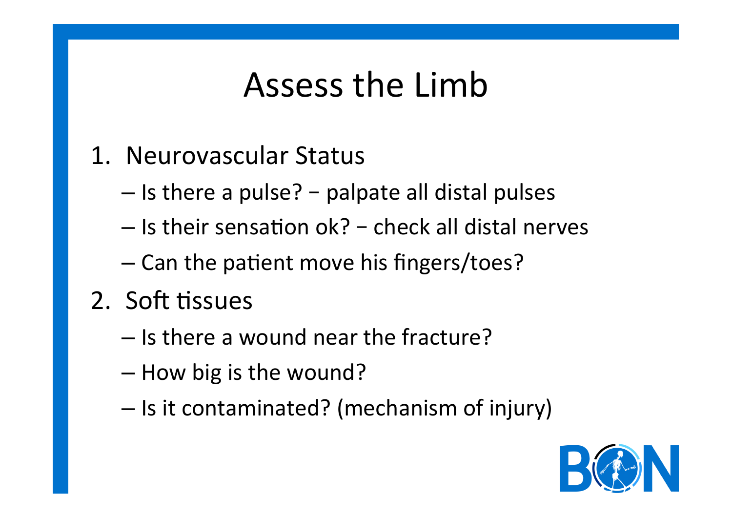# Assess the Limb

1. Neurovascular Status
   – Is there a pulse? − palpate all distal pulses
   – Is their sensation ok? − check all distal nerves
   – Can the patient move his fingers/toes?
2. Soft tissues
   – Is there a wound near the fracture?
   – How big is the wound?
   – Is it contaminated? (mechanism of injury)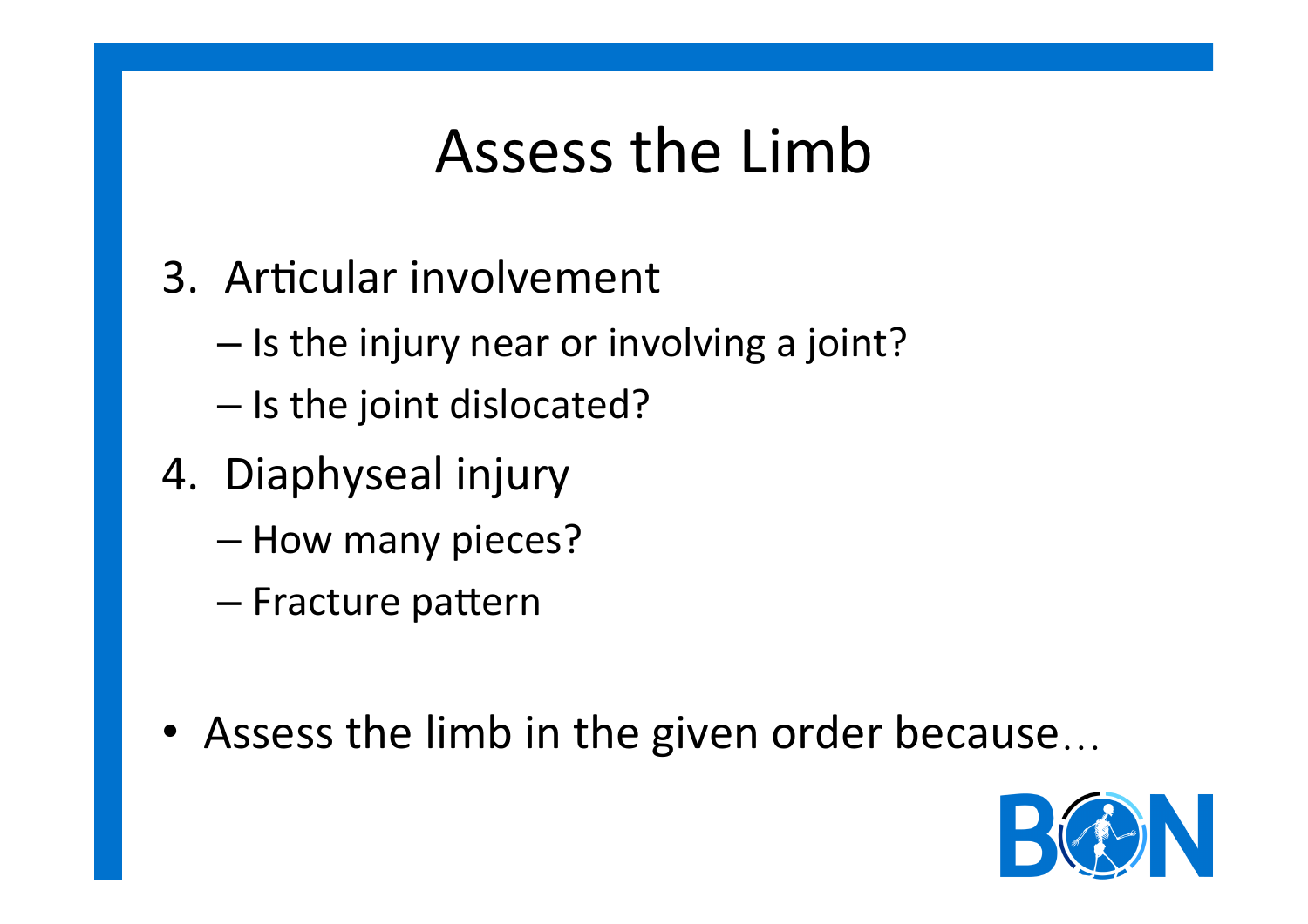# Assess the Limb

3. Articular involvement
   - Is the injury near or involving a joint?
   - Is the joint dislocated?
4. Diaphyseal injury
   - How many pieces?
   - Fracture pattern

- Assess the limb in the given order because…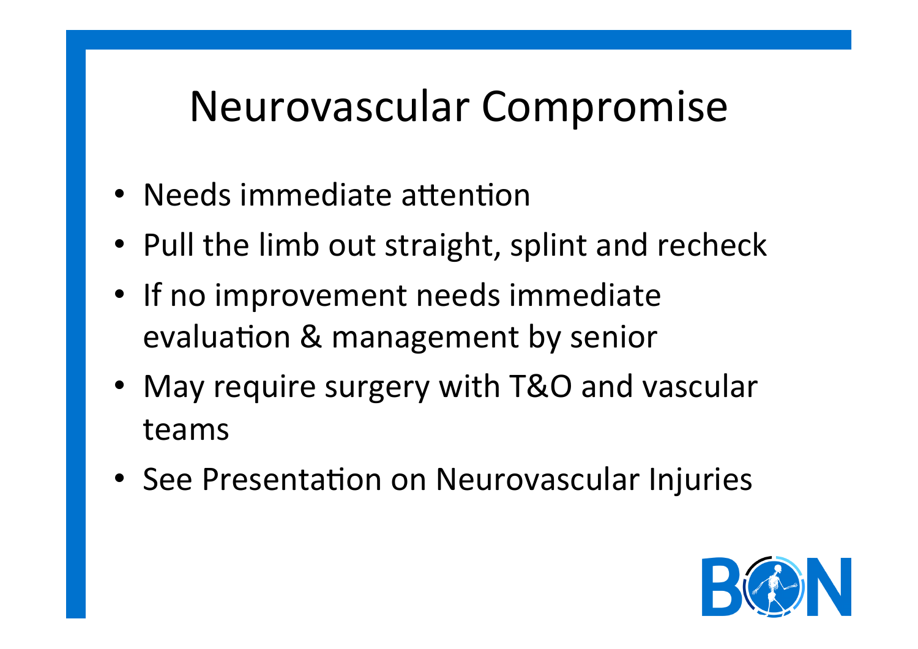# Neurovascular Compromise

- Needs immediate attention
- Pull the limb out straight, splint and recheck
- If no improvement needs immediate evaluation & management by senior
- May require surgery with T&O and vascular teams
- See Presentation on Neurovascular Injuries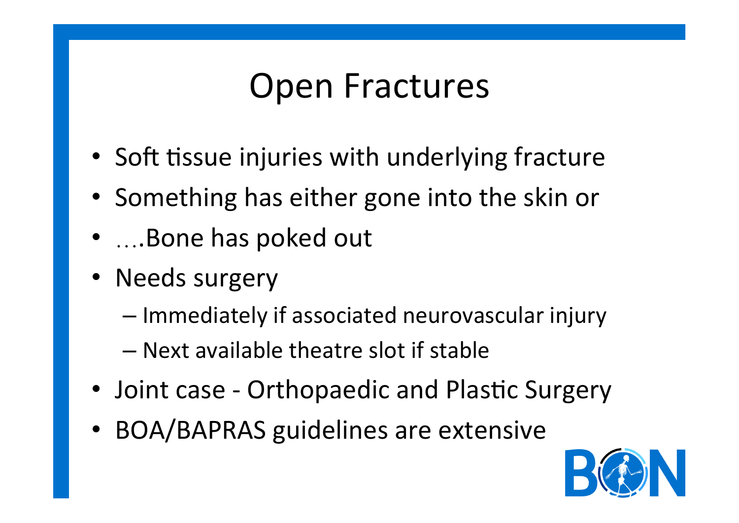# Open Fractures

- Soft tissue injuries with underlying fracture
- Something has either gone into the skin or
- ….Bone has poked out
- Needs surgery
  - Immediately if associated neurovascular injury
  - Next available theatre slot if stable
- Joint case - Orthopaedic and Plastic Surgery
- BOA/BAPRAS guidelines are extensive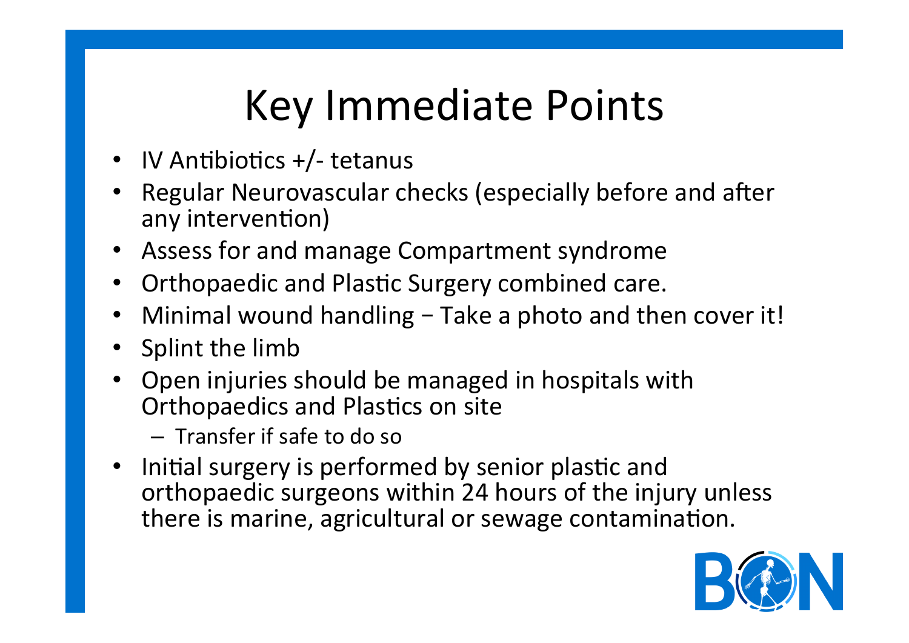# Key Immediate Points

- IV Antibiotics +/- tetanus
- Regular Neurovascular checks (especially before and after any intervention)
- Assess for and manage Compartment syndrome
- Orthopaedic and Plastic Surgery combined care.
- Minimal wound handling − Take a photo and then cover it!
- Splint the limb
- Open injuries should be managed in hospitals with Orthopaedics and Plastics on site
  - Transfer if safe to do so
- Initial surgery is performed by senior plastic and orthopaedic surgeons within 24 hours of the injury unless there is marine, agricultural or sewage contamination.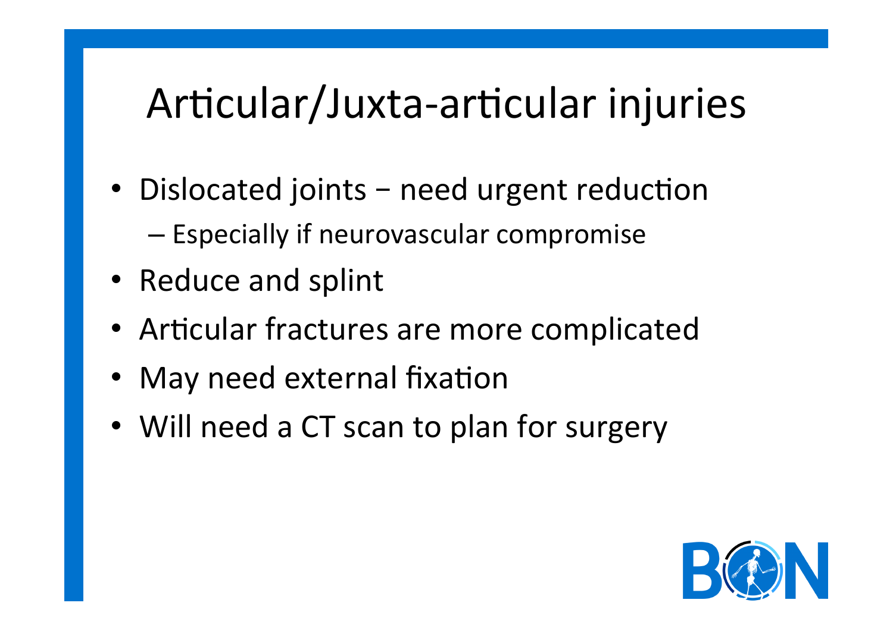# Articular/Juxta-articular injuries

- Dislocated joints – need urgent reduction
  - Especially if neurovascular compromise
- Reduce and splint
- Articular fractures are more complicated
- May need external fixation
- Will need a CT scan to plan for surgery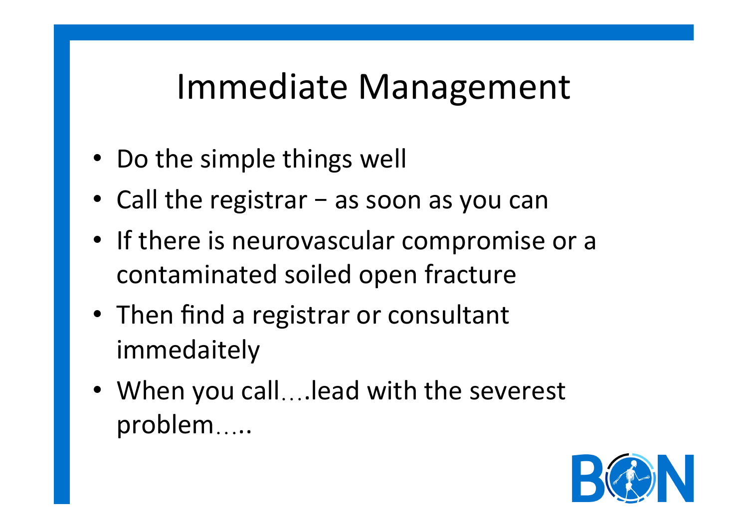# Immediate Management

- Do the simple things well
- Call the registrar – as soon as you can
- If there is neurovascular compromise or a contaminated soiled open fracture
- Then find a registrar or consultant immedaitely
- When you call….lead with the severest problem…..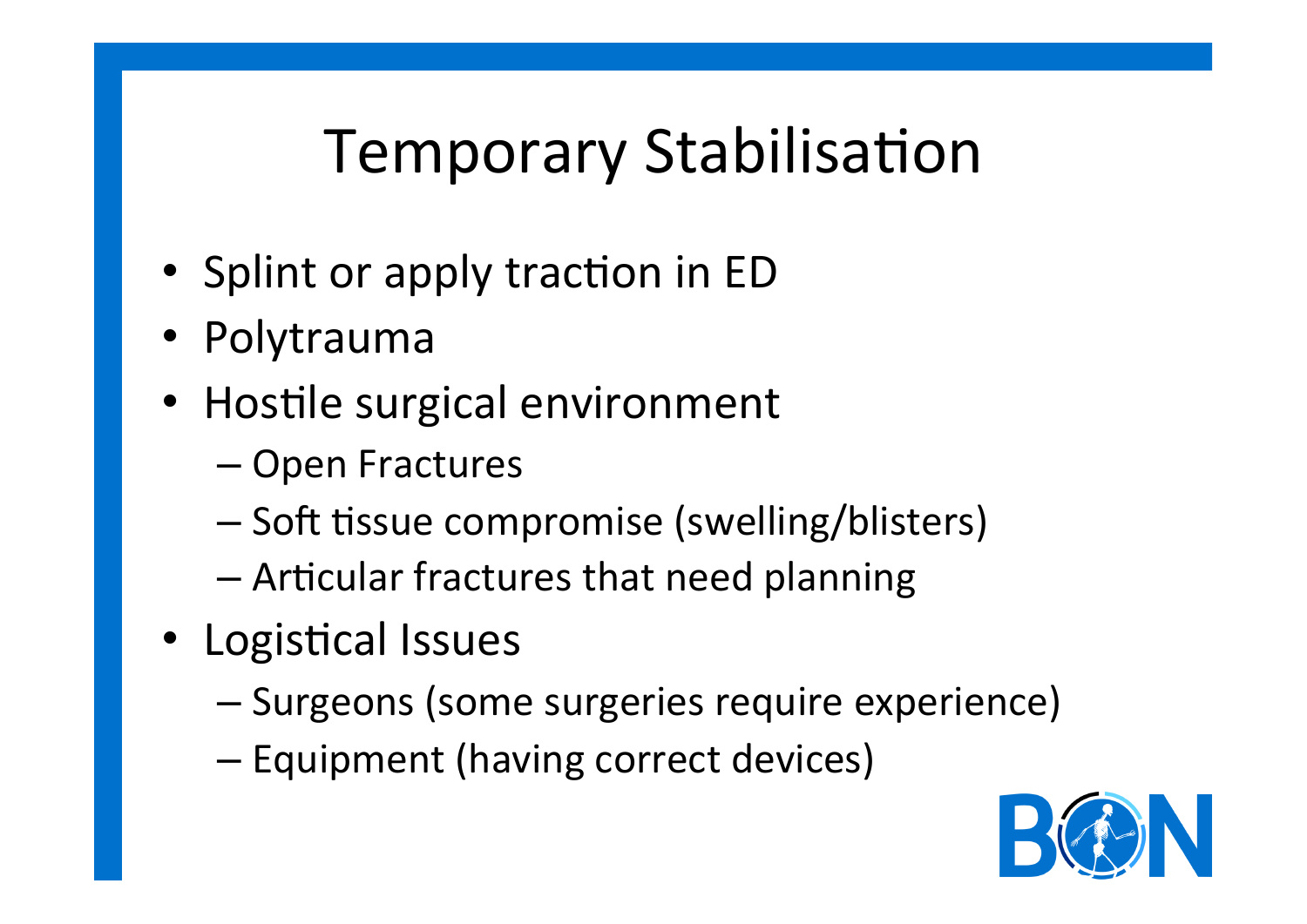# Temporary Stabilisation

- Splint or apply traction in ED
- Polytrauma
- Hostile surgical environment
  - Open Fractures
  - Soft tissue compromise (swelling/blisters)
  - Articular fractures that need planning
- Logistical Issues
  - Surgeons (some surgeries require experience)
  - Equipment (having correct devices)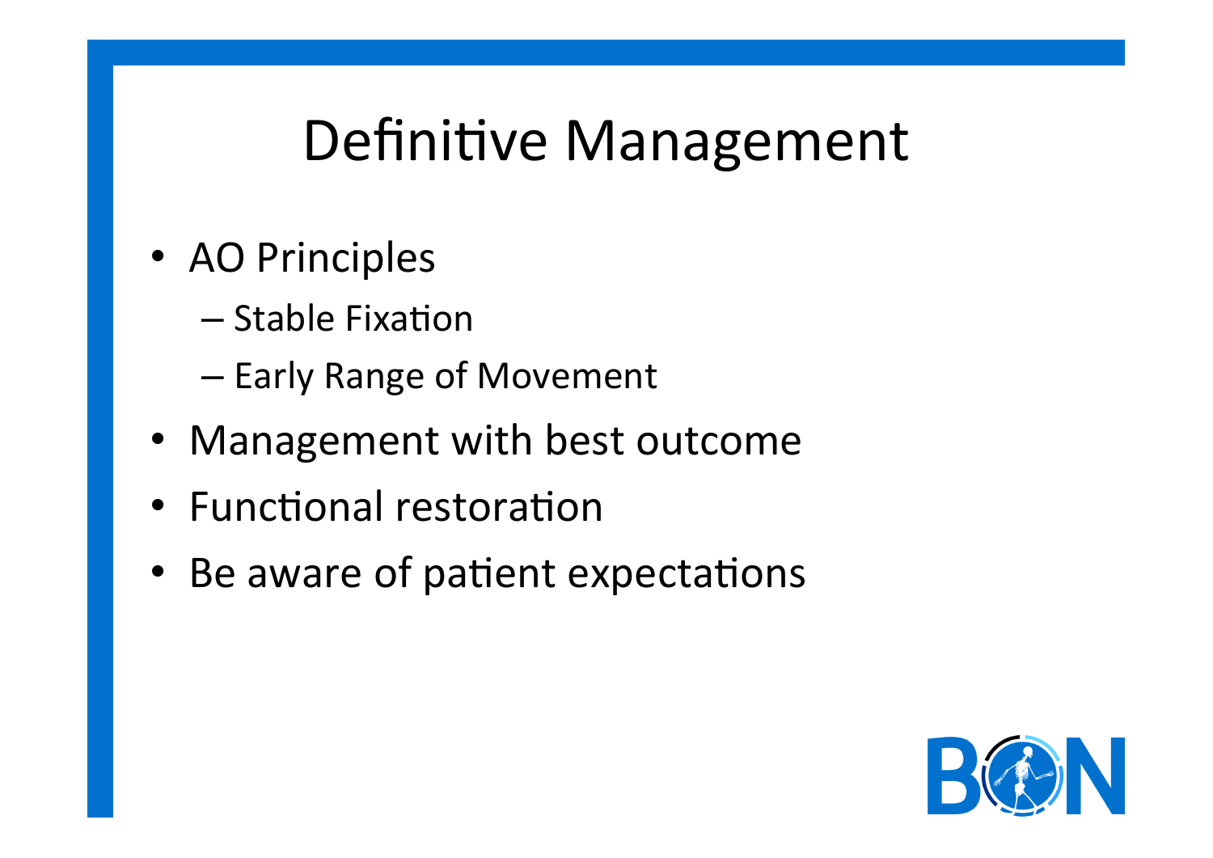# Definitive Management

- AO Principles
  - Stable Fixation
  - Early Range of Movement
- Management with best outcome
- Functional restoration
- Be aware of patient expectations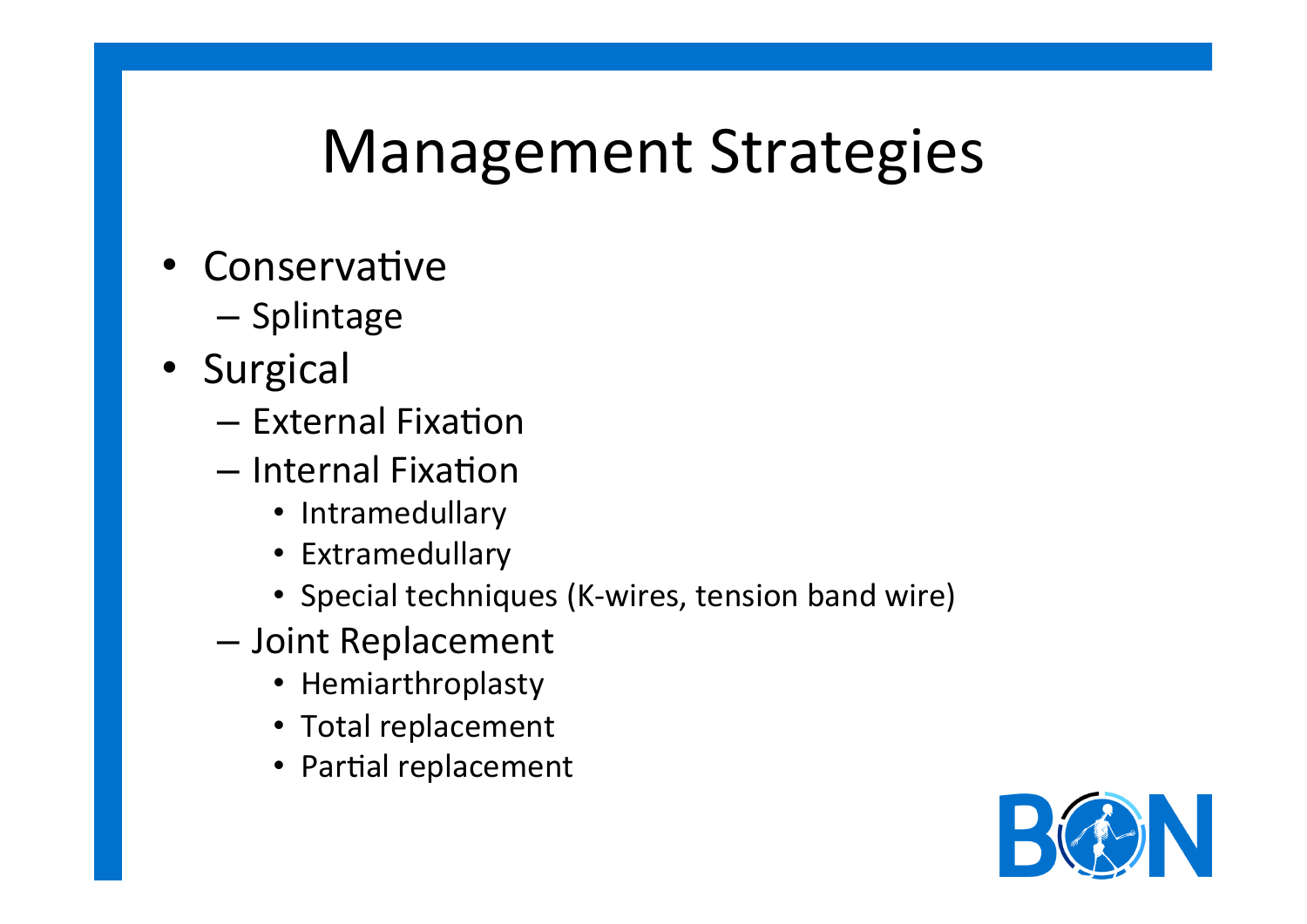# Management Strategies

- Conservative
  - Splintage
- Surgical
  - External Fixation
  - Internal Fixation
    - Intramedullary
    - Extramedullary
    - Special techniques (K-wires, tension band wire)
  - Joint Replacement
    - Hemiarthroplasty
    - Total replacement
    - Partial replacement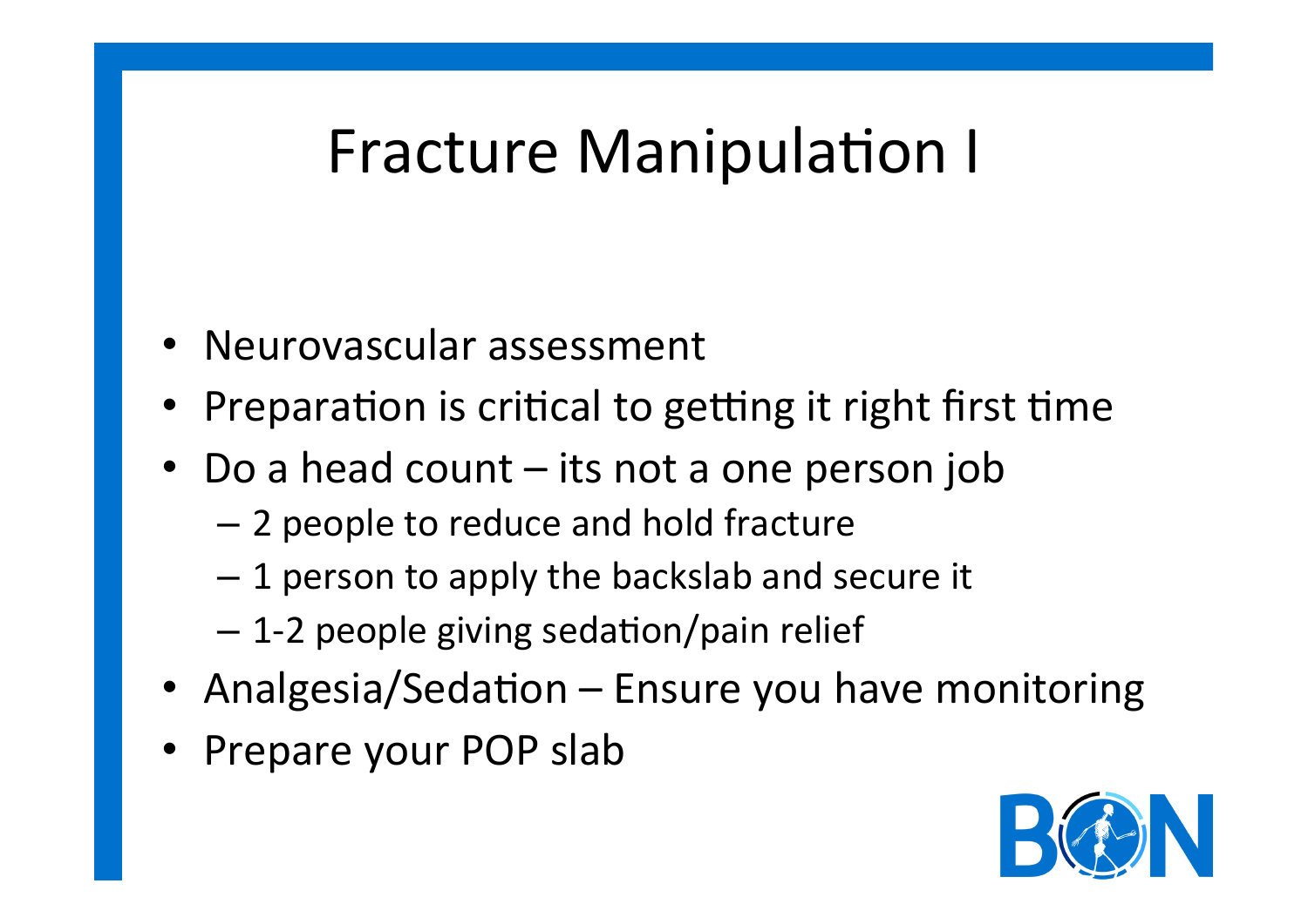# Fracture Manipulation I

- Neurovascular assessment
- Preparation is critical to getting it right first time
- Do a head count – its not a one person job
  - 2 people to reduce and hold fracture
  - 1 person to apply the backslab and secure it
  - 1-2 people giving sedation/pain relief
- Analgesia/Sedation – Ensure you have monitoring
- Prepare your POP slab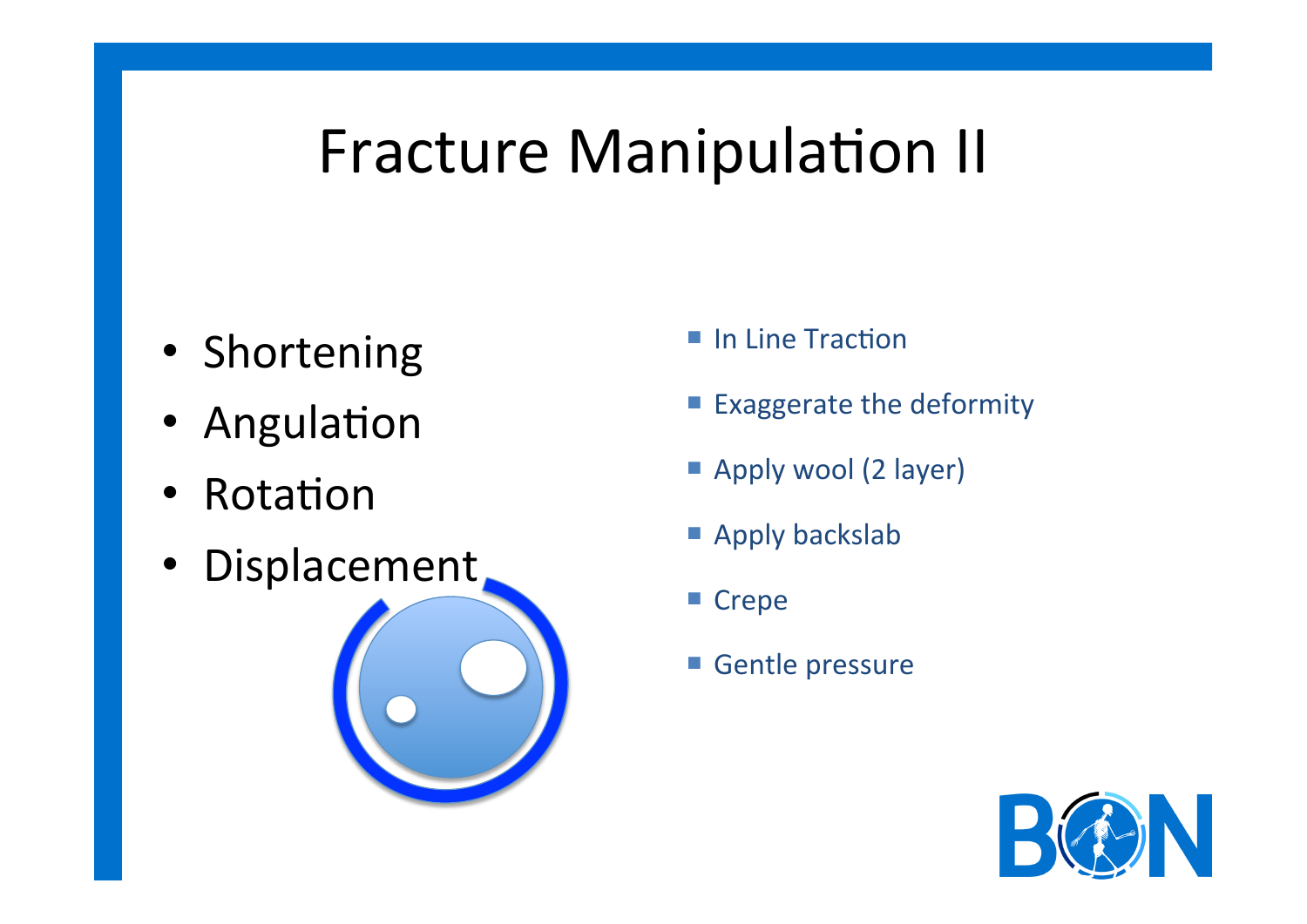# Fracture Manipulation II

- Shortening
- Angulation
- Rotation
- Displacement

- In Line Traction
- Exaggerate the deformity
- Apply wool (2 layer)
- Apply backslab
- Crepe
- Gentle pressure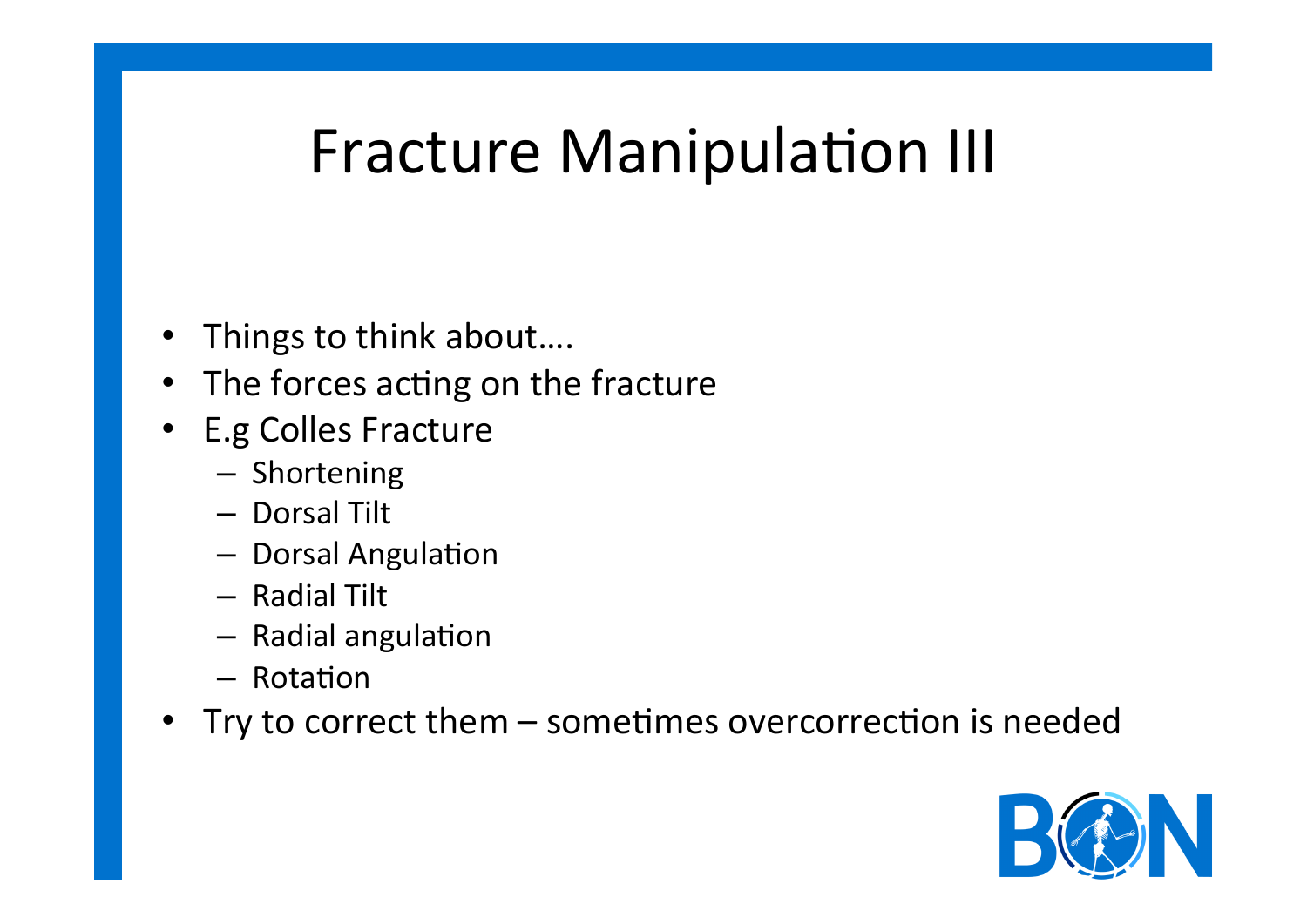# Fracture Manipulation III

- Things to think about….
- The forces acting on the fracture
- E.g Colles Fracture
  - Shortening
  - Dorsal Tilt
  - Dorsal Angulation
  - Radial Tilt
  - Radial angulation
  - Rotation
- Try to correct them – sometimes overcorrection is needed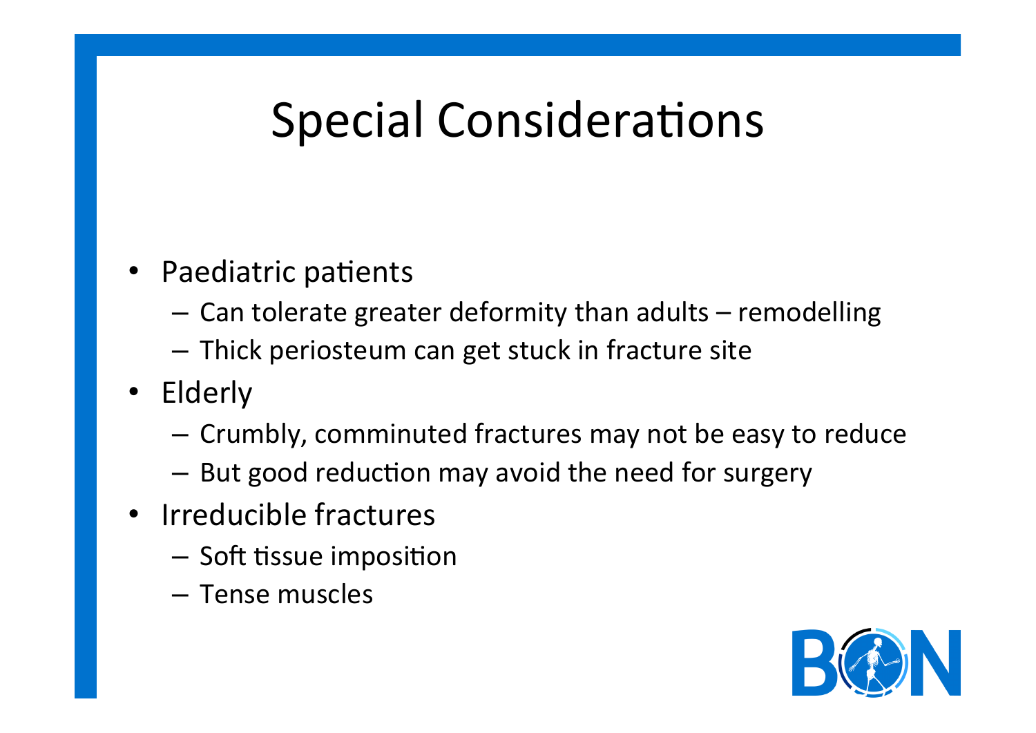# Special Considerations

- Paediatric patients
  - Can tolerate greater deformity than adults – remodelling
  - Thick periosteum can get stuck in fracture site
- Elderly
  - Crumbly, comminuted fractures may not be easy to reduce
  - But good reduction may avoid the need for surgery
- Irreducible fractures
  - Soft tissue imposition
  - Tense muscles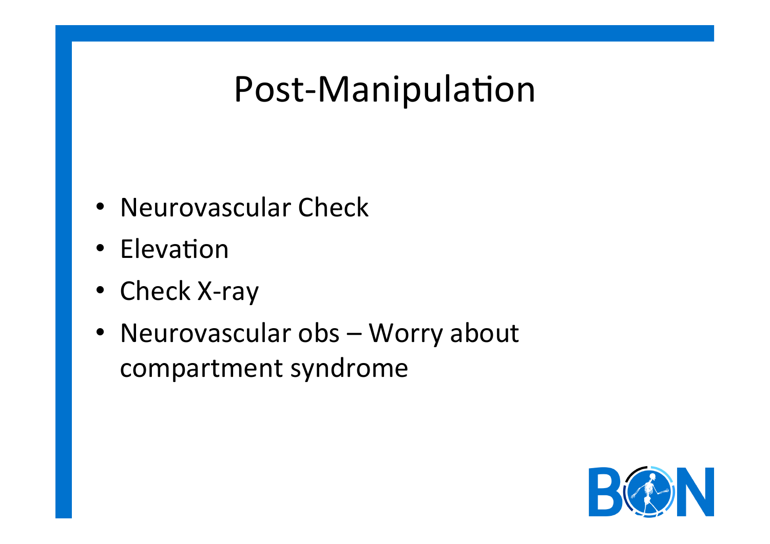# Post-Manipulation

- Neurovascular Check
- Elevation
- Check X-ray
- Neurovascular obs – Worry about compartment syndrome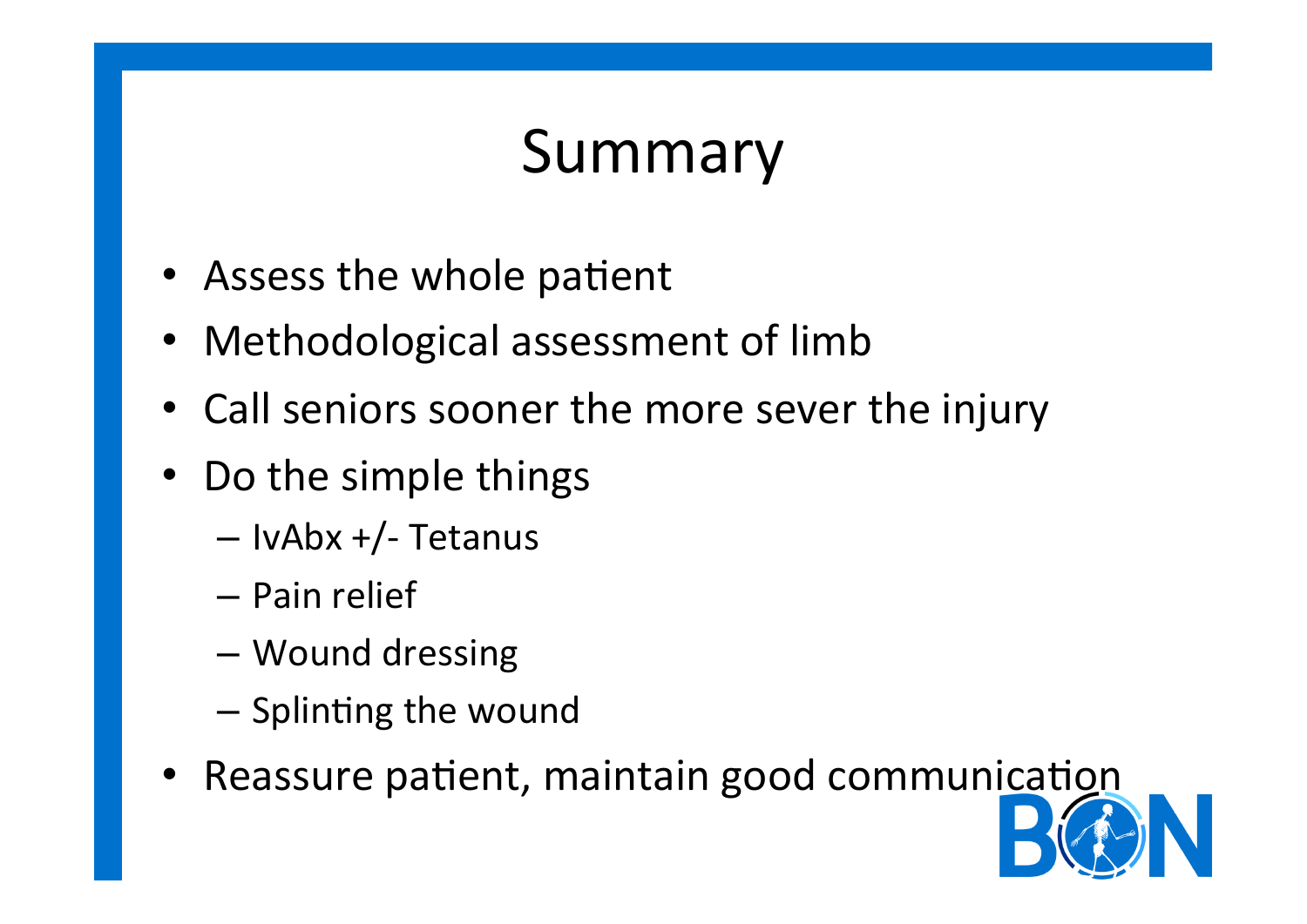# Summary

- Assess the whole patient
- Methodological assessment of limb
- Call seniors sooner the more sever the injury
- Do the simple things
  - IvAbx +/- Tetanus
  - Pain relief
  - Wound dressing
  - Splinting the wound
- Reassure patient, maintain good communication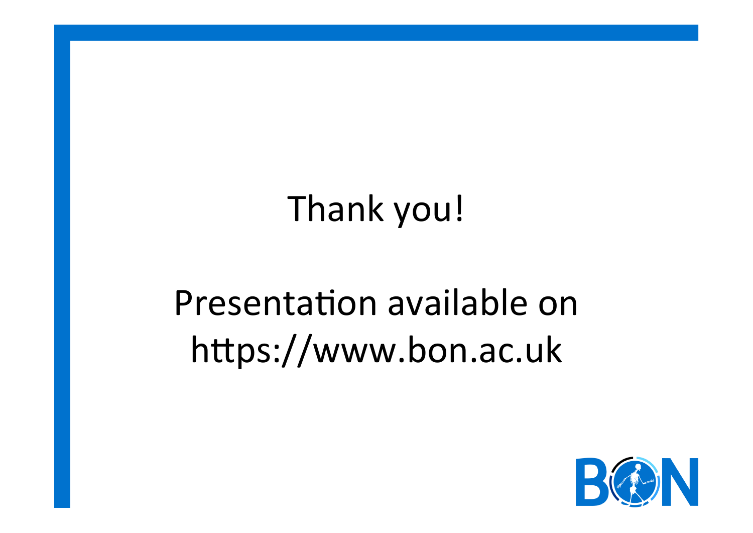Thank you!

Presentation available on
https://www.bon.ac.uk